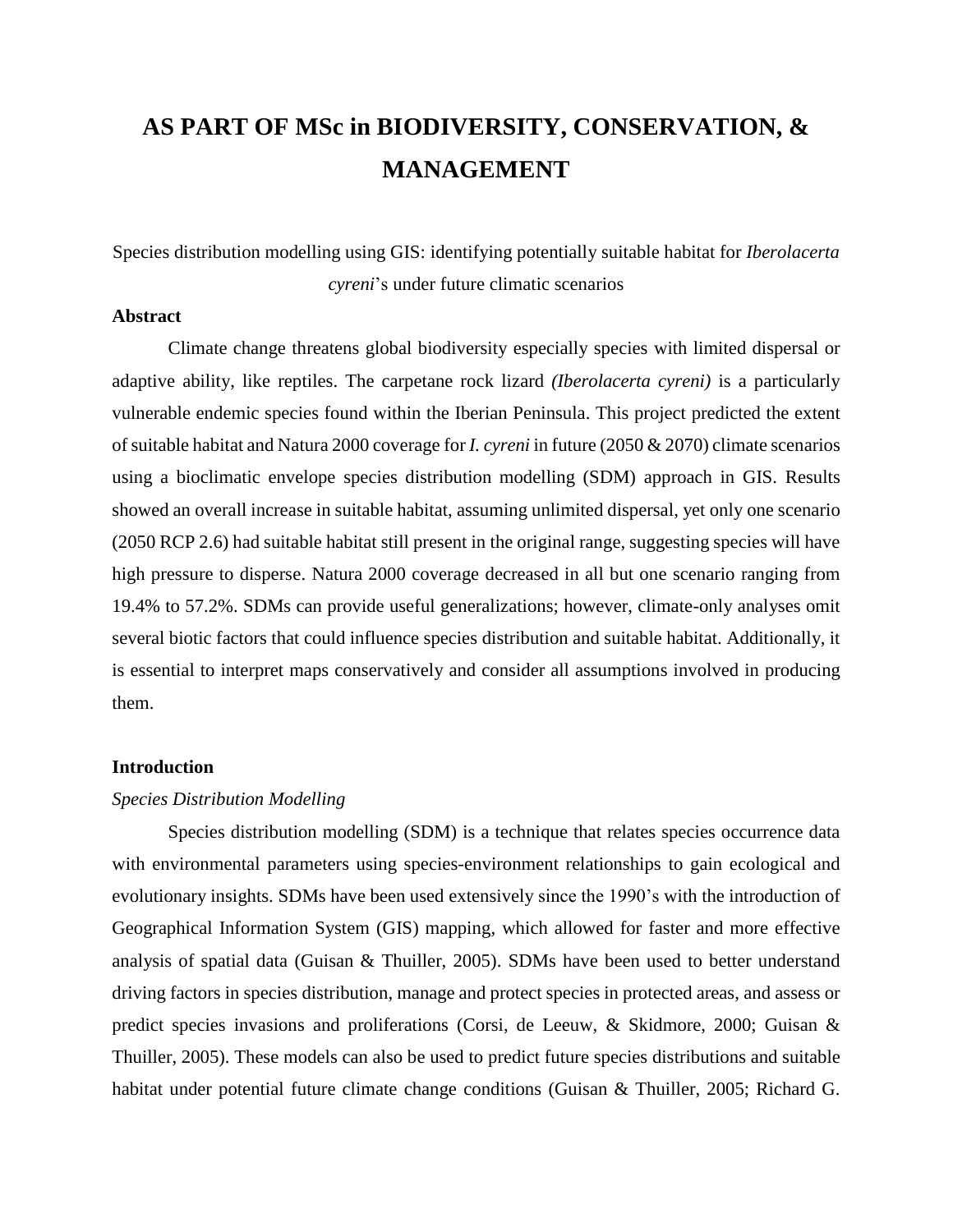# AS PART OF MSc in BIODIVERSITY, CONSERVATION, & MANAGEMENT

Species distribution modelling using GIS: identifying potentially suitable habitat for *Iberolacerta cyreni*'s under future climatic scenarios

**Abstract**

Climate change threatens global biodiversity especially species with limited dispersal or adaptive ability, like reptiles. The carpetane rock lizard *(Iberolacerta cyreni)* is a particularly vulnerable endemic species found within the Iberian Peninsula. This project predicted the extent of suitable habitat and Natura 2000 coverage for *I. cyreni* in future (2050 & 2070) climate scenarios using a bioclimatic envelope species distribution modelling (SDM) approach in GIS. Results showed an overall increase in suitable habitat, assuming unlimited dispersal, yet only one scenario (2050 RCP 2.6) had suitable habitat still present in the original range, suggesting species will have high pressure to disperse. Natura 2000 coverage decreased in all but one scenario ranging from 19.4% to 57.2%. SDMs can provide useful generalizations; however, climate-only analyses omit several biotic factors that could influence species distribution and suitable habitat. Additionally, it is essential to interpret maps conservatively and consider all assumptions involved in producing them.

**Introduction**

*Species Distribution Modelling*

Species distribution modelling (SDM) is a technique that relates species occurrence data with environmental parameters using species-environment relationships to gain ecological and evolutionary insights. SDMs have been used extensively since the 1990's with the introduction of Geographical Information System (GIS) mapping, which allowed for faster and more effective analysis of spatial data (Guisan & Thuiller, 2005). SDMs have been used to better understand driving factors in species distribution, manage and protect species in protected areas, and assess or predict species invasions and proliferations (Corsi, de Leeuw, & Skidmore, 2000; Guisan & Thuiller, 2005). These models can also be used to predict future species distributions and suitable habitat under potential future climate change conditions (Guisan & Thuiller, 2005; Richard G.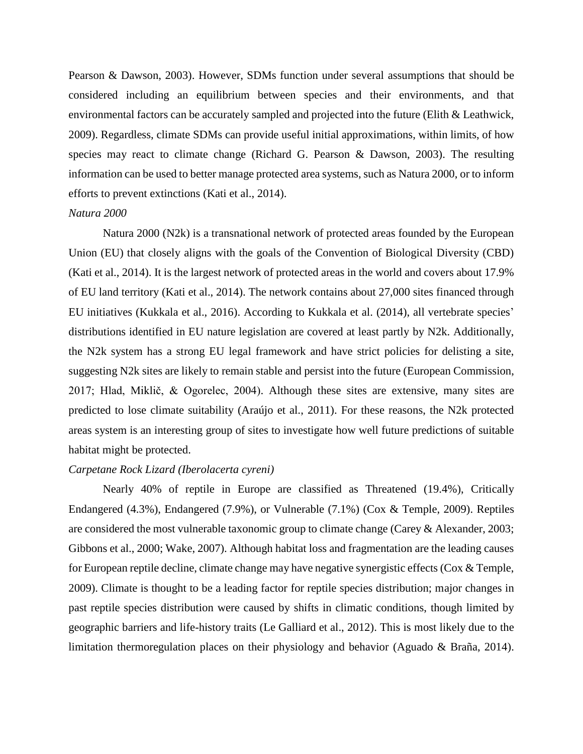Pearson & Dawson, 2003). However, SDMs function under several assumptions that should be considered including an equilibrium between species and their environments, and that environmental factors can be accurately sampled and projected into the future (Elith & Leathwick, 2009). Regardless, climate SDMs can provide useful initial approximations, within limits, of how species may react to climate change (Richard G. Pearson & Dawson, 2003). The resulting information can be used to better manage protected area systems, such as Natura 2000, or to inform efforts to prevent extinctions (Kati et al., 2014).

*Natura 2000*

Natura 2000 (N2k) is a transnational network of protected areas founded by the European Union (EU) that closely aligns with the goals of the Convention of Biological Diversity (CBD) (Kati et al., 2014). It is the largest network of protected areas in the world and covers about 17.9% of EU land territory (Kati et al., 2014). The network contains about 27,000 sites financed through EU initiatives (Kukkala et al., 2016). According to Kukkala et al. (2014), all vertebrate species' distributions identified in EU nature legislation are covered at least partly by N2k. Additionally, the N2k system has a strong EU legal framework and have strict policies for delisting a site, suggesting N2k sites are likely to remain stable and persist into the future (European Commission, 2017; Hlad, Miklič, & Ogorelec, 2004). Although these sites are extensive, many sites are predicted to lose climate suitability (Araújo et al., 2011). For these reasons, the N2k protected areas system is an interesting group of sites to investigate how well future predictions of suitable habitat might be protected.

*Carpetane Rock Lizard (Iberolacerta cyreni)*

Nearly 40% of reptile in Europe are classified as Threatened (19.4%), Critically Endangered (4.3%), Endangered (7.9%), or Vulnerable (7.1%) (Cox & Temple, 2009). Reptiles are considered the most vulnerable taxonomic group to climate change (Carey & Alexander, 2003; Gibbons et al., 2000; Wake, 2007). Although habitat loss and fragmentation are the leading causes for European reptile decline, climate change may have negative synergistic effects (Cox & Temple, 2009). Climate is thought to be a leading factor for reptile species distribution; major changes in past reptile species distribution were caused by shifts in climatic conditions, though limited by geographic barriers and life-history traits (Le Galliard et al., 2012). This is most likely due to the limitation thermoregulation places on their physiology and behavior (Aguado & Braña, 2014).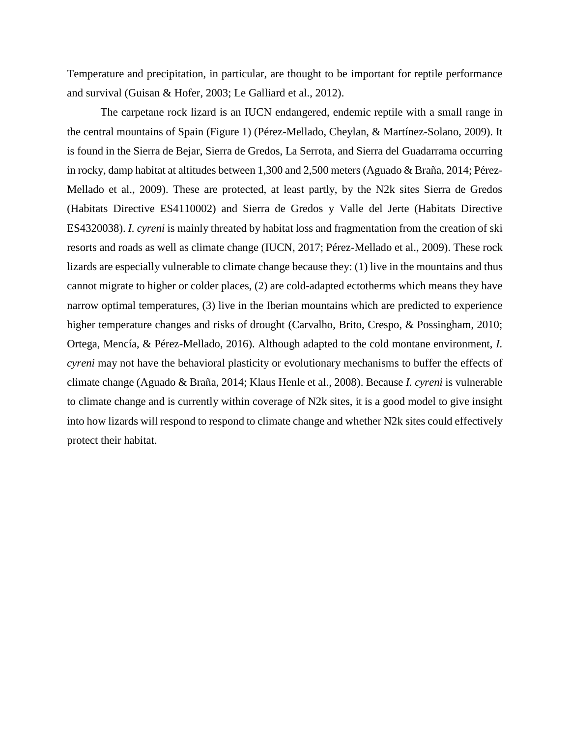Temperature and precipitation, in particular, are thought to be important for reptile performance and survival (Guisan & Hofer, 2003; Le Galliard et al., 2012).

The carpetane rock lizard is an IUCN endangered, endemic reptile with a small range in the central mountains of Spain (Figure 1) (Pérez-Mellado, Cheylan, & Martínez-Solano, 2009). It is found in the Sierra de Bejar, Sierra de Gredos, La Serrota, and Sierra del Guadarrama occurring in rocky, damp habitat at altitudes between 1,300 and 2,500 meters (Aguado & Braña, 2014; Pérez-Mellado et al., 2009). These are protected, at least partly, by the N2k sites Sierra de Gredos (Habitats Directive ES4110002) and Sierra de Gredos y Valle del Jerte (Habitats Directive ES4320038). *I. cyreni* is mainly threated by habitat loss and fragmentation from the creation of ski resorts and roads as well as climate change (IUCN, 2017; Pérez-Mellado et al., 2009). These rock lizards are especially vulnerable to climate change because they: (1) live in the mountains and thus cannot migrate to higher or colder places, (2) are cold-adapted ectotherms which means they have narrow optimal temperatures, (3) live in the Iberian mountains which are predicted to experience higher temperature changes and risks of drought (Carvalho, Brito, Crespo, & Possingham, 2010; Ortega, Mencía, & Pérez-Mellado, 2016). Although adapted to the cold montane environment, *I. cyreni* may not have the behavioral plasticity or evolutionary mechanisms to buffer the effects of climate change (Aguado & Braña, 2014; Klaus Henle et al., 2008). Because *I. cyreni* is vulnerable to climate change and is currently within coverage of N2k sites, it is a good model to give insight into how lizards will respond to respond to climate change and whether N2k sites could effectively protect their habitat.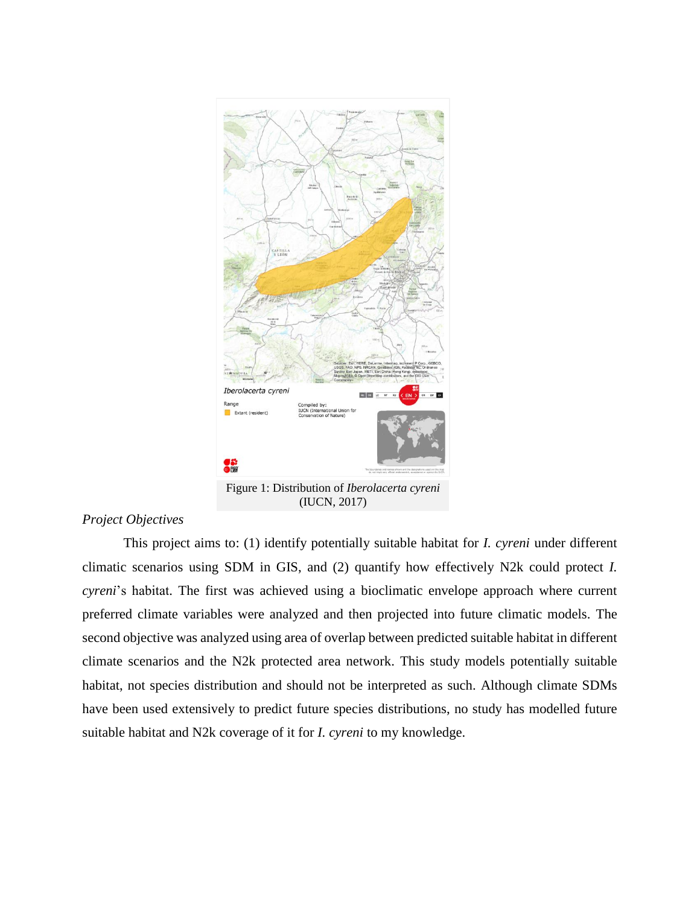Figure 1: Distribution of *Iberolacerta cyreni* (IUCN, 2017)

*Project Objectives*

This project aims to: (1) identify potentially suitable habitat for *I. cyreni* under different climatic scenarios using SDM in GIS, and (2) quantify how effectively N2k could protect *I. cyreni*'s habitat. The first was achieved using a bioclimatic envelope approach where current preferred climate variables were analyzed and then projected into future climatic models. The second objective was analyzed using area of overlap between predicted suitable habitat in different climate scenarios and the N2k protected area network. This study models potentially suitable habitat, not species distribution and should not be interpreted as such. Although climate SDMs have been used extensively to predict future species distributions, no study has modelled future suitable habitat and N2k coverage of it for *I. cyreni* to my knowledge.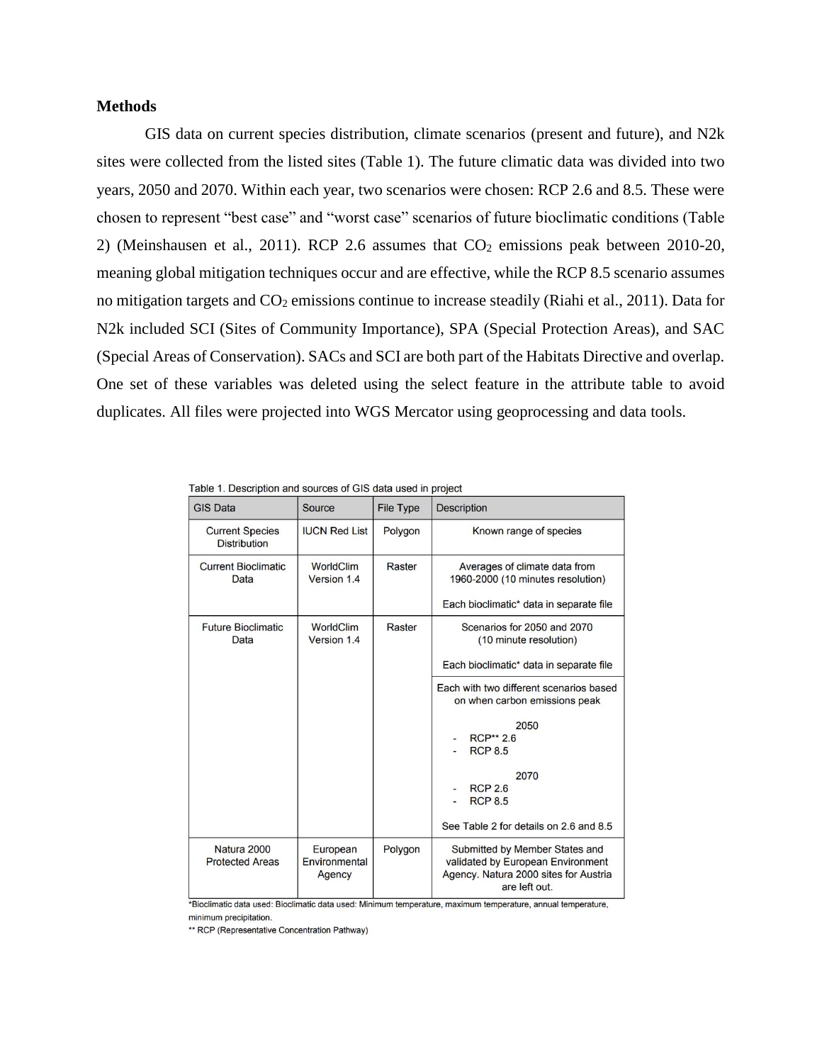**Methods**

GIS data on current species distribution, climate scenarios (present and future), and N2k sites were collected from the listed sites (Table 1). The future climatic data was divided into two years, 2050 and 2070. Within each year, two scenarios were chosen: RCP 2.6 and 8.5. These were chosen to represent "best case" and "worst case" scenarios of future bioclimatic conditions (Table 2) (Meinshausen et al., 2011). RCP 2.6 assumes that $CO_2$ emissions peak between 2010-20, meaning global mitigation techniques occur and are effective, while the RCP 8.5 scenario assumes no mitigation targets and $CO_2$ emissions continue to increase steadily (Riahi et al., 2011). Data for N2k included SCI (Sites of Community Importance), SPA (Special Protection Areas), and SAC (Special Areas of Conservation). SACs and SCI are both part of the Habitats Directive and overlap. One set of these variables was deleted using the select feature in the attribute table to avoid duplicates. All files were projected into WGS Mercator using geoprocessing and data tools.

Table 1. Description and sources of GIS data used in project

| GIS Data | Source | File Type | Description |
|---|---|---|---|
| Current Species Distribution | IUCN Red List | Polygon | Known range of species |
| Current Bioclimatic Data | WorldClim Version 1.4 | Raster | Averages of climate data from 1960-2000 (10 minutes resolution)<br><br>Each bioclimatic* data in separate file |
| Future Bioclimatic Data | WorldClim Version 1.4 | Raster | Scenarios for 2050 and 2070 (10 minute resolution)<br><br>Each bioclimatic* data in separate file<br><br>Each with two different scenarios based on when carbon emissions peak<br><br>2050<br>- RCP** 2.6<br>- RCP 8.5<br><br>2070<br>- RCP 2.6<br>- RCP 8.5<br><br>See Table 2 for details on 2.6 and 8.5 |
| Natura 2000 Protected Areas | European Environmental Agency | Polygon | Submitted by Member States and validated by European Environment Agency. Natura 2000 sites for Austria are left out. |

*Bioclimatic data used: Bioclimatic data used: Minimum temperature, maximum temperature, annual temperature, minimum precipitation.

** RCP (Representative Concentration Pathway)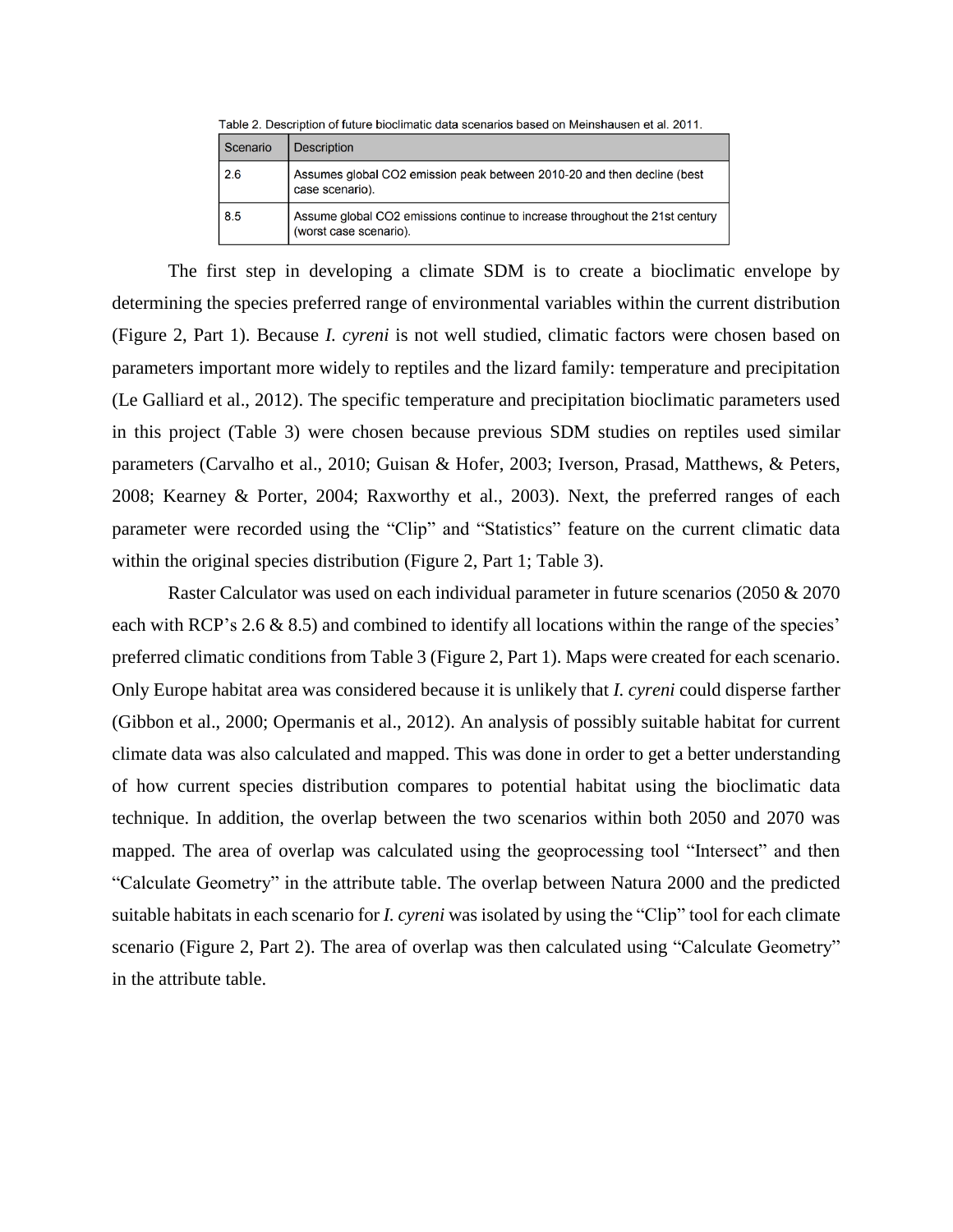Table 2. Description of future bioclimatic data scenarios based on Meinshausen et al. 2011.

| Scenario | Description |
|---|---|
| 2.6 | Assumes global CO2 emission peak between 2010-20 and then decline (best case scenario). |
| 8.5 | Assume global CO2 emissions continue to increase throughout the 21st century (worst case scenario). |

The first step in developing a climate SDM is to create a bioclimatic envelope by determining the species preferred range of environmental variables within the current distribution (Figure 2, Part 1). Because *I. cyreni* is not well studied, climatic factors were chosen based on parameters important more widely to reptiles and the lizard family: temperature and precipitation (Le Galliard et al., 2012). The specific temperature and precipitation bioclimatic parameters used in this project (Table 3) were chosen because previous SDM studies on reptiles used similar parameters (Carvalho et al., 2010; Guisan & Hofer, 2003; Iverson, Prasad, Matthews, & Peters, 2008; Kearney & Porter, 2004; Raxworthy et al., 2003). Next, the preferred ranges of each parameter were recorded using the "Clip" and "Statistics" feature on the current climatic data within the original species distribution (Figure 2, Part 1; Table 3).

Raster Calculator was used on each individual parameter in future scenarios (2050 & 2070 each with RCP's 2.6 & 8.5) and combined to identify all locations within the range of the species' preferred climatic conditions from Table 3 (Figure 2, Part 1). Maps were created for each scenario. Only Europe habitat area was considered because it is unlikely that *I. cyreni* could disperse farther (Gibbon et al., 2000; Opermanis et al., 2012). An analysis of possibly suitable habitat for current climate data was also calculated and mapped. This was done in order to get a better understanding of how current species distribution compares to potential habitat using the bioclimatic data technique. In addition, the overlap between the two scenarios within both 2050 and 2070 was mapped. The area of overlap was calculated using the geoprocessing tool "Intersect" and then "Calculate Geometry" in the attribute table. The overlap between Natura 2000 and the predicted suitable habitats in each scenario for *I. cyreni* was isolated by using the "Clip" tool for each climate scenario (Figure 2, Part 2). The area of overlap was then calculated using "Calculate Geometry" in the attribute table.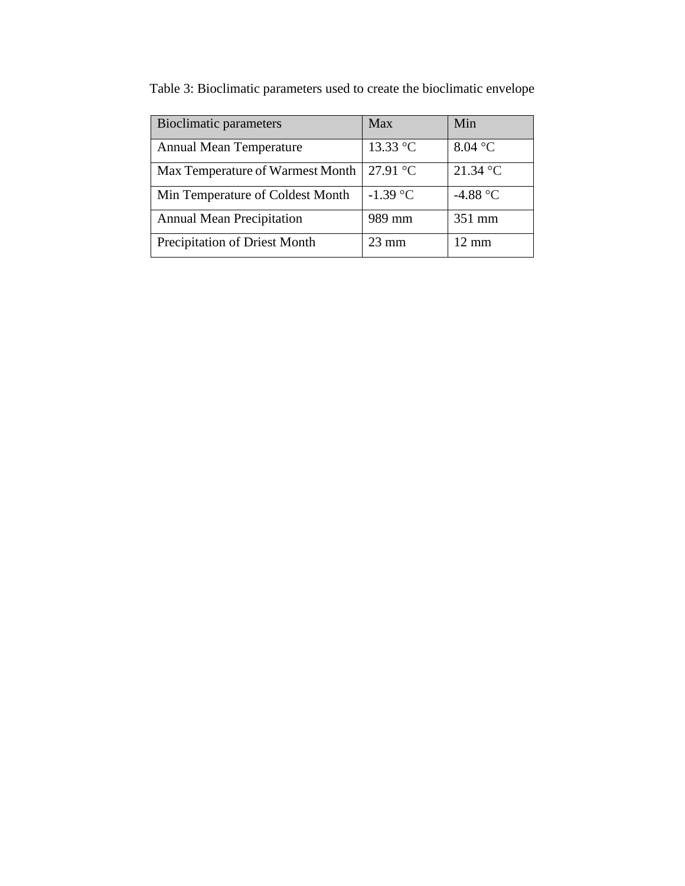Table 3: Bioclimatic parameters used to create the bioclimatic envelope

| Bioclimatic parameters | Max | Min |
| --- | --- | --- |
| Annual Mean Temperature | 13.33 °C | 8.04 °C |
| Max Temperature of Warmest Month | 27.91 °C | 21.34 °C |
| Min Temperature of Coldest Month | -1.39 °C | -4.88 °C |
| Annual Mean Precipitation | 989 mm | 351 mm |
| Precipitation of Driest Month | 23 mm | 12 mm |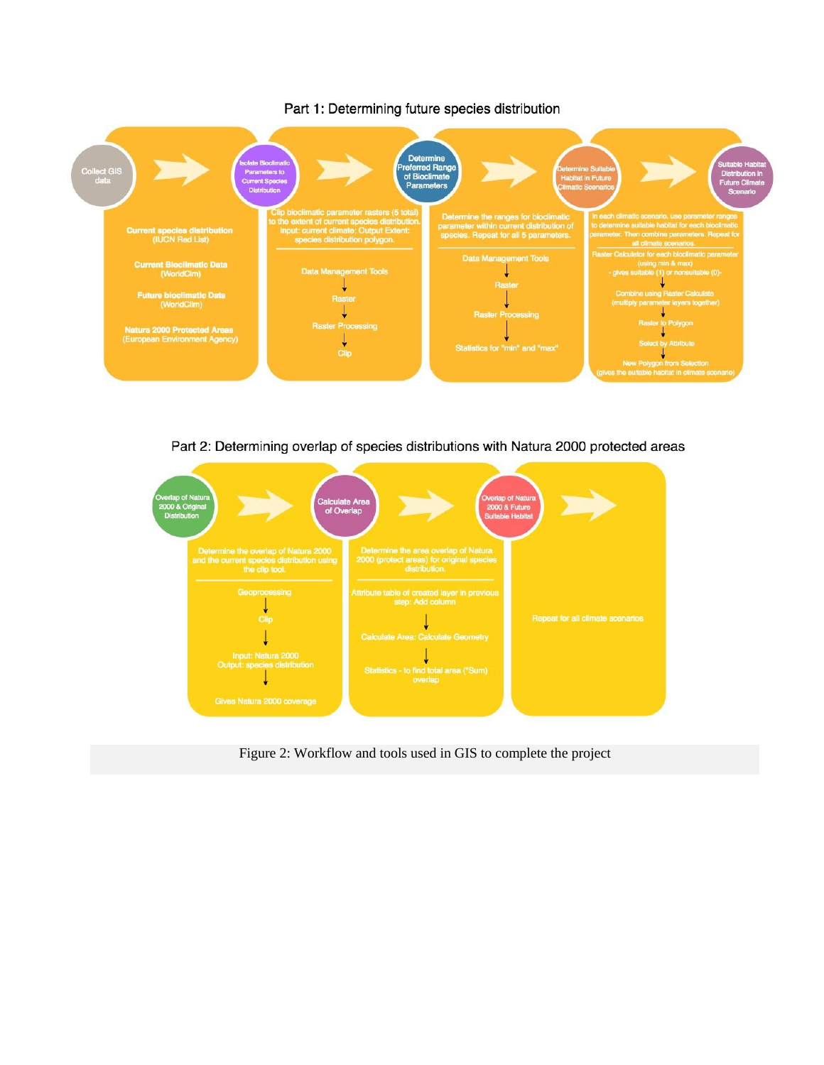Part 1: Determining future species distribution

**Collect GIS data**

- Current species distribution (IUCN Red List)
- Current Bioclimatic Data (WorldClim)
- Future bioclimatic Data (WorldClim)
- Natura 2000 Protected Areas (European Environment Agency)

**Isolate Bioclimatic Parameters to Current Species Distribution**

Clip bioclimatic parameter rasters (5 total) to the extent of current species distribution. Input: current climate; Output Extent: species distribution polygon.

Data Management Tools → Raster → Raster Processing → Clip

**Determine Preferred Range of Bioclimate Parameters**

Determine the ranges for bioclimatic parameter within current distribution of species. Repeat for all 5 parameters.

Data Management Tools → Raster → Raster Processing → Statistics for "min" and "max"

**Determine Suitable Habitat in Future Climatic Scenarios**

In each climatic scenario, use parameter ranges to determine suitable habitat for each bioclimatic parameter. Then combine parameters. Repeat for all climate scenarios.

Raster Calculator for each bioclimatic parameter (using min & max) - gives suitable (1) or nonsuitable (0)- → Combine using Raster Calculate (multiply parameter layers together) → Raster to Polygon → Select by Attribute → New Polygon from Selection (gives the suitable habitat in climate scenario)

**Suitable Habitat Distribution in Future Climate Scenario**

Part 2: Determining overlap of species distributions with Natura 2000 protected areas

**Overlap of Natura 2000 & Original Distribution**

Determine the overlap of Natura 2000 and the current species distribution using the clip tool.

Geoprocessing → Clip → Input: Natura 2000 Output: species distribution → Gives Natura 2000 coverage

**Calculate Area of Overlap**

Determine the area overlap of Natura 2000 (protect areas) for original species distribution.

Attribute table of created layer in previous step: Add column → Calculate Area: Calculate Geometry → Statistics - to find total area ("Sum) overlap

**Overlap of Natura 2000 & Future Suitable Habitat**

Repeat for all climate scenarios

Figure 2: Workflow and tools used in GIS to complete the project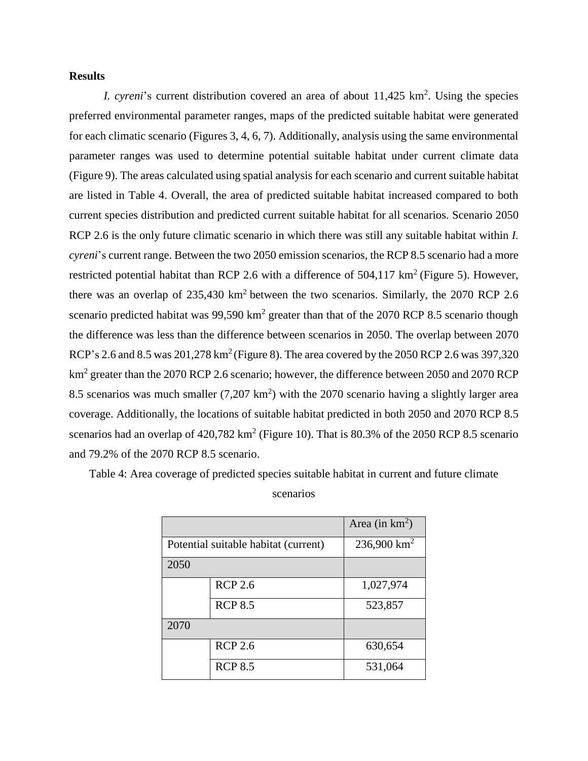## Results

*I. cyreni*'s current distribution covered an area of about 11,425 km$^2$. Using the species preferred environmental parameter ranges, maps of the predicted suitable habitat were generated for each climatic scenario (Figures 3, 4, 6, 7). Additionally, analysis using the same environmental parameter ranges was used to determine potential suitable habitat under current climate data (Figure 9). The areas calculated using spatial analysis for each scenario and current suitable habitat are listed in Table 4. Overall, the area of predicted suitable habitat increased compared to both current species distribution and predicted current suitable habitat for all scenarios. Scenario 2050 RCP 2.6 is the only future climatic scenario in which there was still any suitable habitat within *I. cyreni*'s current range. Between the two 2050 emission scenarios, the RCP 8.5 scenario had a more restricted potential habitat than RCP 2.6 with a difference of 504,117 km$^2$ (Figure 5). However, there was an overlap of 235,430 km$^2$ between the two scenarios. Similarly, the 2070 RCP 2.6 scenario predicted habitat was 99,590 km$^2$ greater than that of the 2070 RCP 8.5 scenario though the difference was less than the difference between scenarios in 2050. The overlap between 2070 RCP's 2.6 and 8.5 was 201,278 km$^2$ (Figure 8). The area covered by the 2050 RCP 2.6 was 397,320 km$^2$ greater than the 2070 RCP 2.6 scenario; however, the difference between 2050 and 2070 RCP 8.5 scenarios was much smaller (7,207 km$^2$) with the 2070 scenario having a slightly larger area coverage. Additionally, the locations of suitable habitat predicted in both 2050 and 2070 RCP 8.5 scenarios had an overlap of 420,782 km$^2$ (Figure 10). That is 80.3% of the 2050 RCP 8.5 scenario and 79.2% of the 2070 RCP 8.5 scenario.

Table 4: Area coverage of predicted species suitable habitat in current and future climate scenarios

| | | Area (in km$^2$) |
|---|---|---|
| Potential suitable habitat (current) | | 236,900 km$^2$ |
| 2050 | | |
| | RCP 2.6 | 1,027,974 |
| | RCP 8.5 | 523,857 |
| 2070 | | |
| | RCP 2.6 | 630,654 |
| | RCP 8.5 | 531,064 |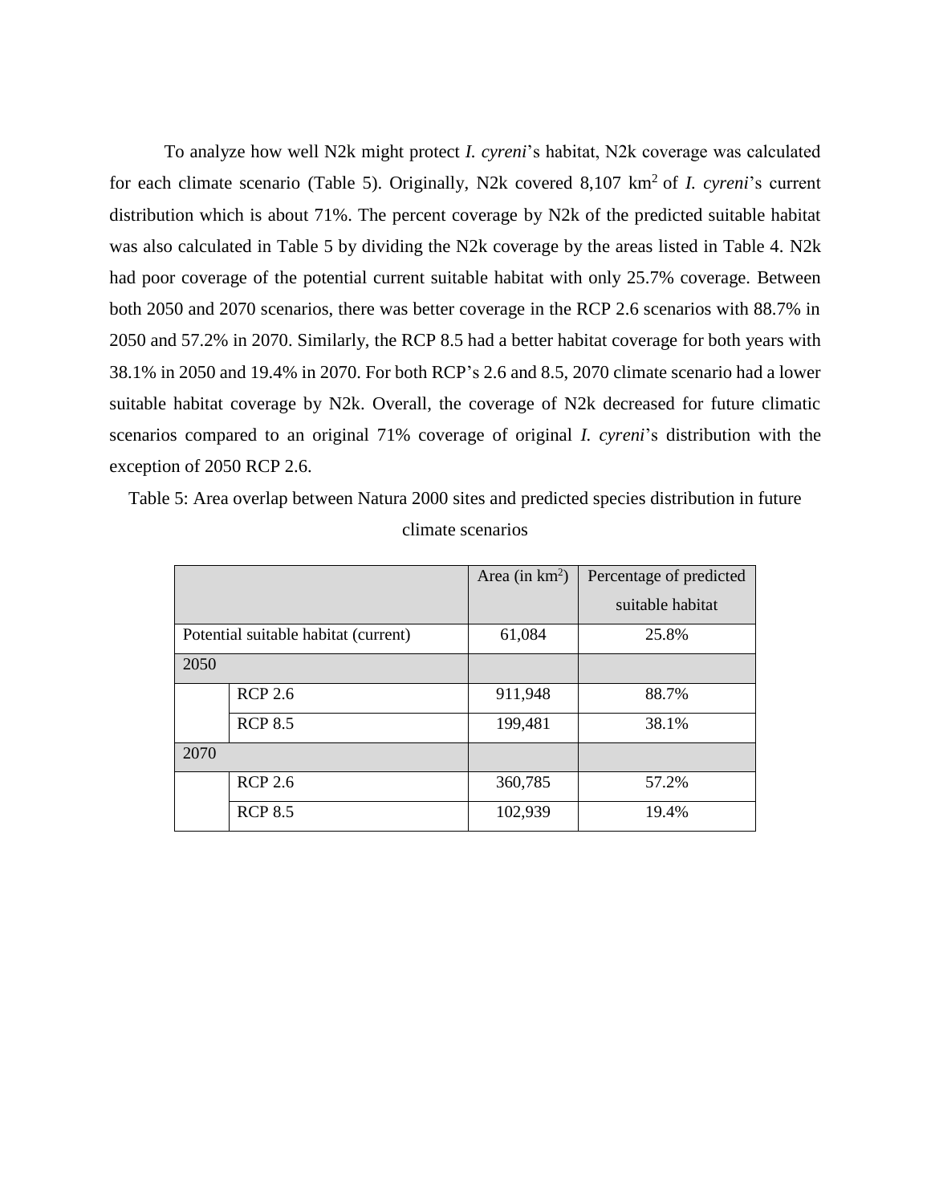To analyze how well N2k might protect *I. cyreni*'s habitat, N2k coverage was calculated for each climate scenario (Table 5). Originally, N2k covered 8,107 km$^2$ of *I. cyreni*'s current distribution which is about 71%. The percent coverage by N2k of the predicted suitable habitat was also calculated in Table 5 by dividing the N2k coverage by the areas listed in Table 4. N2k had poor coverage of the potential current suitable habitat with only 25.7% coverage. Between both 2050 and 2070 scenarios, there was better coverage in the RCP 2.6 scenarios with 88.7% in 2050 and 57.2% in 2070. Similarly, the RCP 8.5 had a better habitat coverage for both years with 38.1% in 2050 and 19.4% in 2070. For both RCP's 2.6 and 8.5, 2070 climate scenario had a lower suitable habitat coverage by N2k. Overall, the coverage of N2k decreased for future climatic scenarios compared to an original 71% coverage of original *I. cyreni*'s distribution with the exception of 2050 RCP 2.6.

Table 5: Area overlap between Natura 2000 sites and predicted species distribution in future climate scenarios

| | | Area (in km$^2$) | Percentage of predicted suitable habitat |
|---|---|---|---|
| Potential suitable habitat (current) | | 61,084 | 25.8% |
| 2050 | | | |
| | RCP 2.6 | 911,948 | 88.7% |
| | RCP 8.5 | 199,481 | 38.1% |
| 2070 | | | |
| | RCP 2.6 | 360,785 | 57.2% |
| | RCP 8.5 | 102,939 | 19.4% |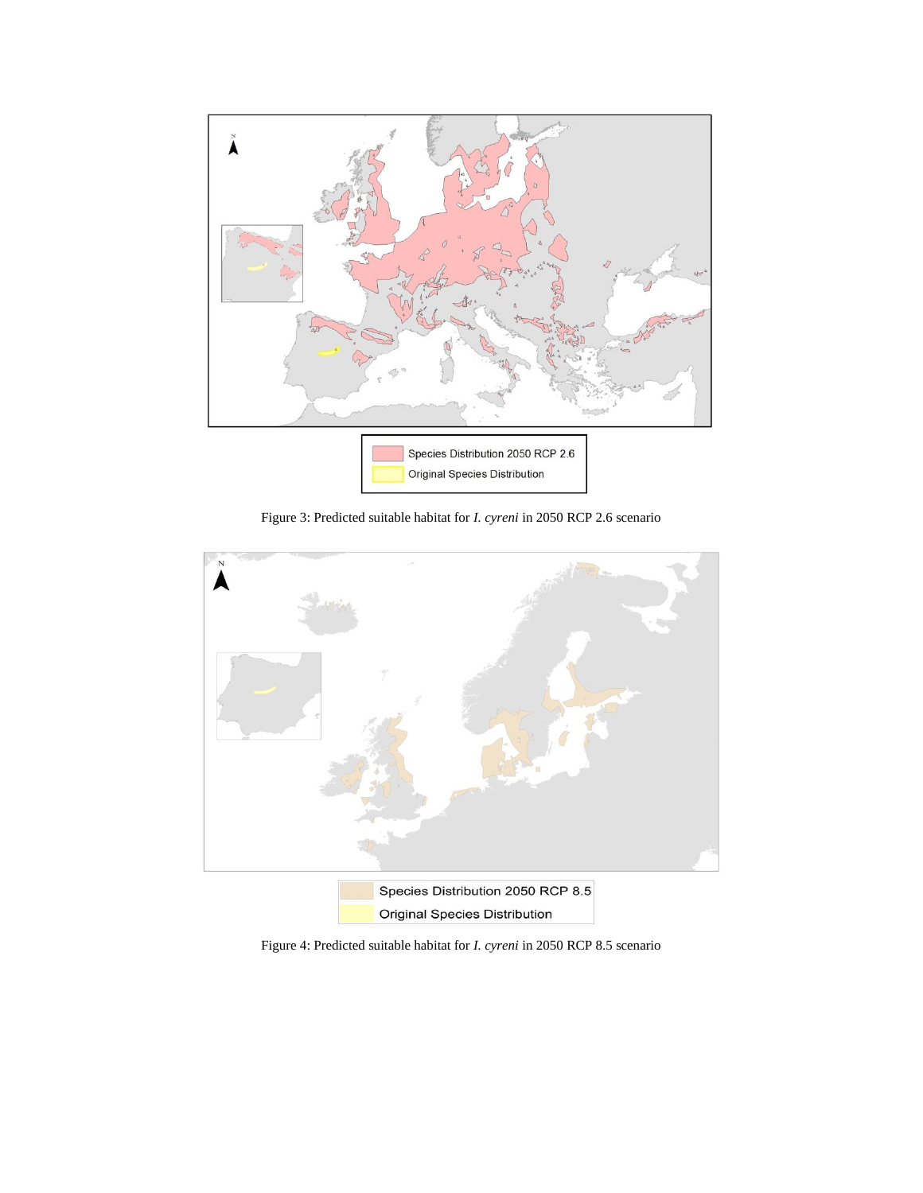Figure 3: Predicted suitable habitat for *I. cyreni* in 2050 RCP 2.6 scenario

Figure 4: Predicted suitable habitat for *I. cyreni* in 2050 RCP 8.5 scenario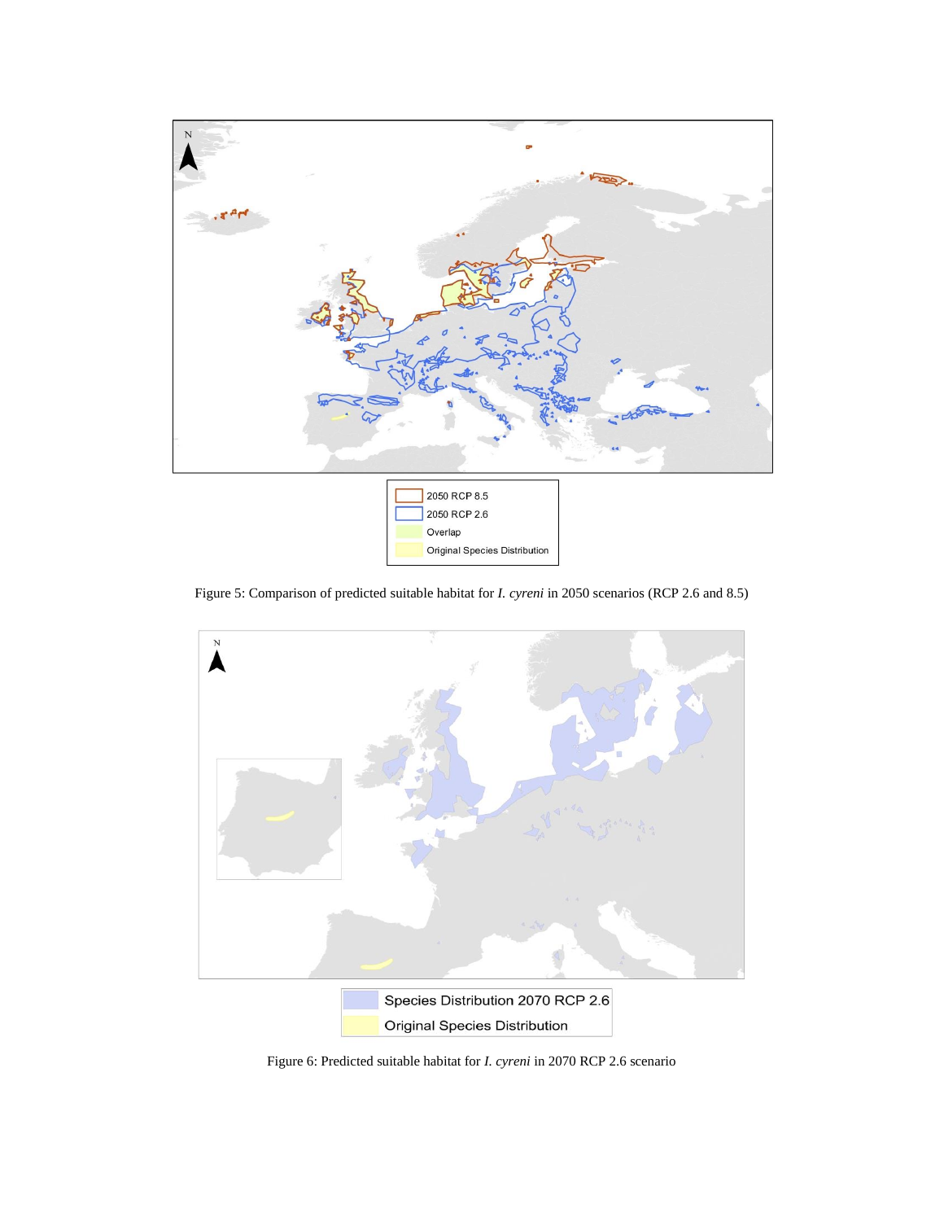Figure 5: Comparison of predicted suitable habitat for *I. cyreni* in 2050 scenarios (RCP 2.6 and 8.5)

Figure 6: Predicted suitable habitat for *I. cyreni* in 2070 RCP 2.6 scenario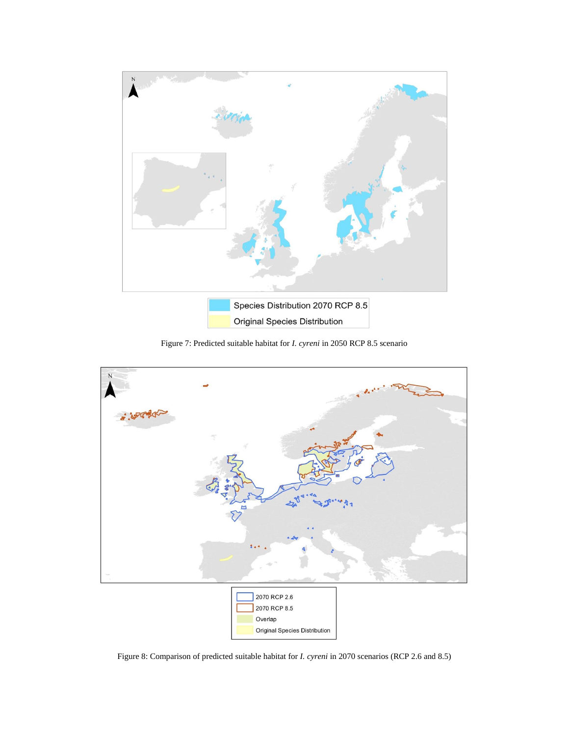Figure 7: Predicted suitable habitat for *I. cyreni* in 2050 RCP 8.5 scenario

Figure 8: Comparison of predicted suitable habitat for *I. cyreni* in 2070 scenarios (RCP 2.6 and 8.5)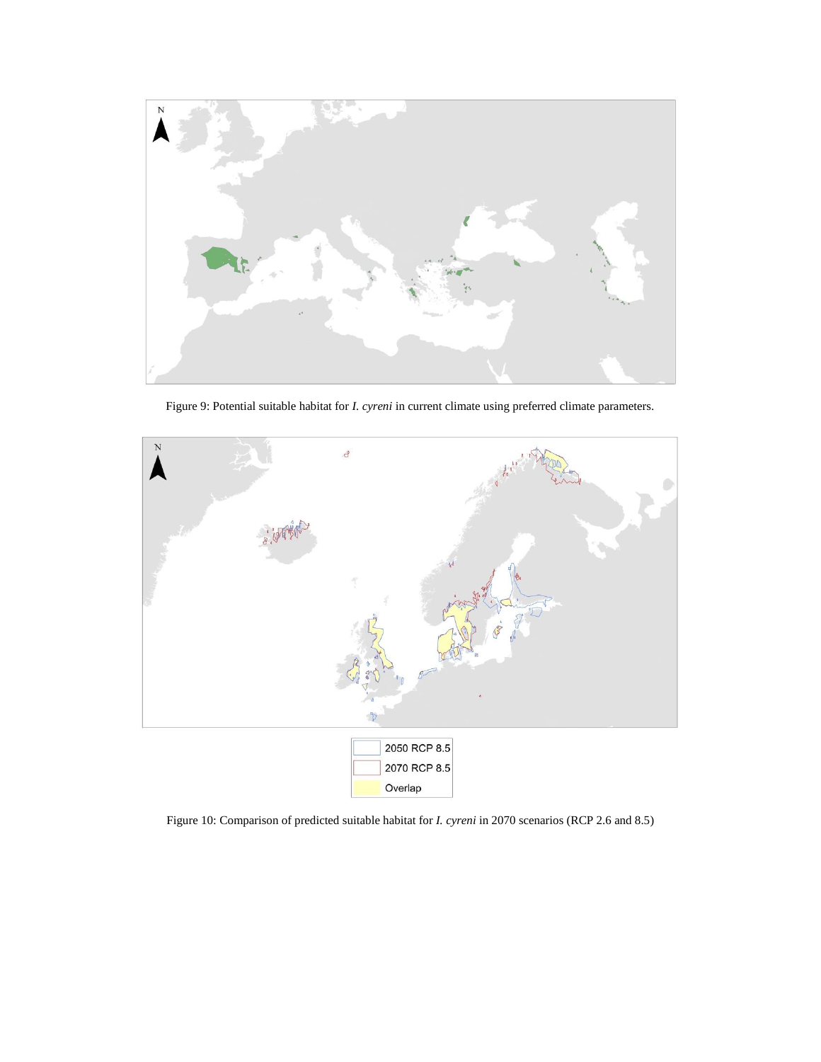Figure 9: Potential suitable habitat for *I. cyreni* in current climate using preferred climate parameters.

2050 RCP 8.5

2070 RCP 8.5

Overlap

Figure 10: Comparison of predicted suitable habitat for *I. cyreni* in 2070 scenarios (RCP 2.6 and 8.5)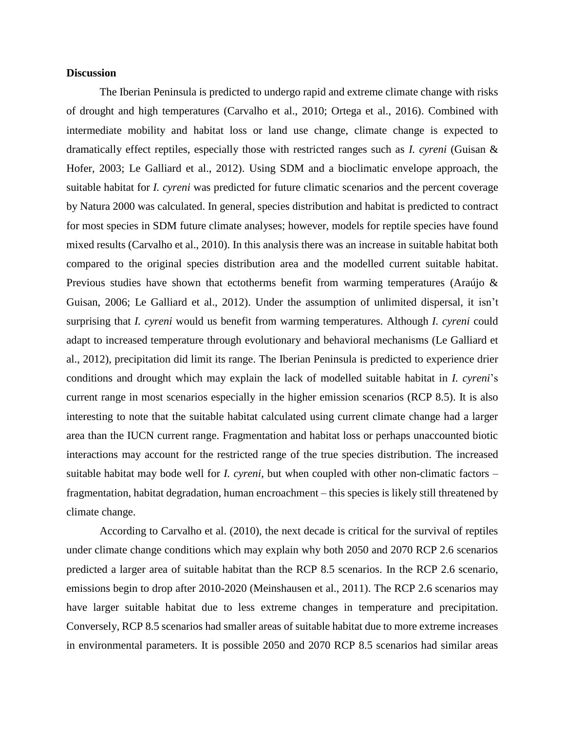**Discussion**

The Iberian Peninsula is predicted to undergo rapid and extreme climate change with risks of drought and high temperatures (Carvalho et al., 2010; Ortega et al., 2016). Combined with intermediate mobility and habitat loss or land use change, climate change is expected to dramatically effect reptiles, especially those with restricted ranges such as *I. cyreni* (Guisan & Hofer, 2003; Le Galliard et al., 2012). Using SDM and a bioclimatic envelope approach, the suitable habitat for *I. cyreni* was predicted for future climatic scenarios and the percent coverage by Natura 2000 was calculated. In general, species distribution and habitat is predicted to contract for most species in SDM future climate analyses; however, models for reptile species have found mixed results (Carvalho et al., 2010). In this analysis there was an increase in suitable habitat both compared to the original species distribution area and the modelled current suitable habitat. Previous studies have shown that ectotherms benefit from warming temperatures (Araújo & Guisan, 2006; Le Galliard et al., 2012). Under the assumption of unlimited dispersal, it isn't surprising that *I. cyreni* would us benefit from warming temperatures. Although *I. cyreni* could adapt to increased temperature through evolutionary and behavioral mechanisms (Le Galliard et al., 2012), precipitation did limit its range. The Iberian Peninsula is predicted to experience drier conditions and drought which may explain the lack of modelled suitable habitat in *I. cyreni*'s current range in most scenarios especially in the higher emission scenarios (RCP 8.5). It is also interesting to note that the suitable habitat calculated using current climate change had a larger area than the IUCN current range. Fragmentation and habitat loss or perhaps unaccounted biotic interactions may account for the restricted range of the true species distribution. The increased suitable habitat may bode well for *I. cyreni*, but when coupled with other non-climatic factors – fragmentation, habitat degradation, human encroachment – this species is likely still threatened by climate change.

According to Carvalho et al. (2010), the next decade is critical for the survival of reptiles under climate change conditions which may explain why both 2050 and 2070 RCP 2.6 scenarios predicted a larger area of suitable habitat than the RCP 8.5 scenarios. In the RCP 2.6 scenario, emissions begin to drop after 2010-2020 (Meinshausen et al., 2011). The RCP 2.6 scenarios may have larger suitable habitat due to less extreme changes in temperature and precipitation. Conversely, RCP 8.5 scenarios had smaller areas of suitable habitat due to more extreme increases in environmental parameters. It is possible 2050 and 2070 RCP 8.5 scenarios had similar areas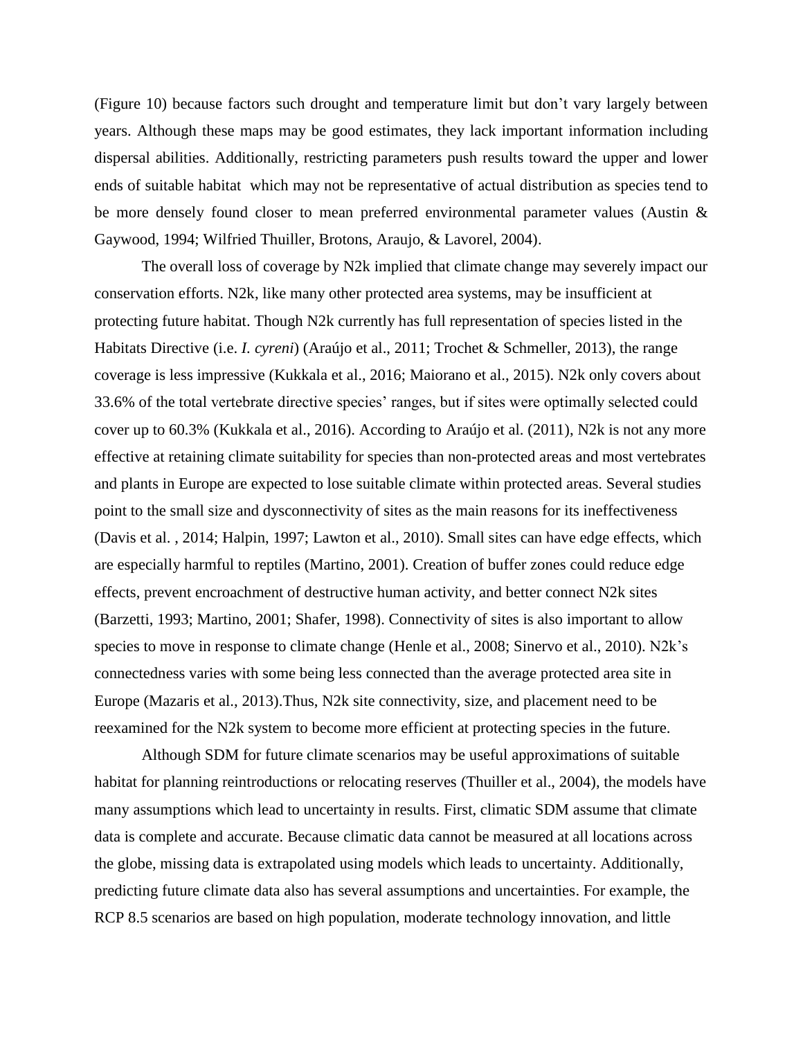(Figure 10) because factors such drought and temperature limit but don't vary largely between years. Although these maps may be good estimates, they lack important information including dispersal abilities. Additionally, restricting parameters push results toward the upper and lower ends of suitable habitat which may not be representative of actual distribution as species tend to be more densely found closer to mean preferred environmental parameter values (Austin & Gaywood, 1994; Wilfried Thuiller, Brotons, Araujo, & Lavorel, 2004).

The overall loss of coverage by N2k implied that climate change may severely impact our conservation efforts. N2k, like many other protected area systems, may be insufficient at protecting future habitat. Though N2k currently has full representation of species listed in the Habitats Directive (i.e. *I. cyreni*) (Araújo et al., 2011; Trochet & Schmeller, 2013), the range coverage is less impressive (Kukkala et al., 2016; Maiorano et al., 2015). N2k only covers about 33.6% of the total vertebrate directive species' ranges, but if sites were optimally selected could cover up to 60.3% (Kukkala et al., 2016). According to Araújo et al. (2011), N2k is not any more effective at retaining climate suitability for species than non-protected areas and most vertebrates and plants in Europe are expected to lose suitable climate within protected areas. Several studies point to the small size and dysconnectivity of sites as the main reasons for its ineffectiveness (Davis et al. , 2014; Halpin, 1997; Lawton et al., 2010). Small sites can have edge effects, which are especially harmful to reptiles (Martino, 2001). Creation of buffer zones could reduce edge effects, prevent encroachment of destructive human activity, and better connect N2k sites (Barzetti, 1993; Martino, 2001; Shafer, 1998). Connectivity of sites is also important to allow species to move in response to climate change (Henle et al., 2008; Sinervo et al., 2010). N2k's connectedness varies with some being less connected than the average protected area site in Europe (Mazaris et al., 2013).Thus, N2k site connectivity, size, and placement need to be reexamined for the N2k system to become more efficient at protecting species in the future.

Although SDM for future climate scenarios may be useful approximations of suitable habitat for planning reintroductions or relocating reserves (Thuiller et al., 2004), the models have many assumptions which lead to uncertainty in results. First, climatic SDM assume that climate data is complete and accurate. Because climatic data cannot be measured at all locations across the globe, missing data is extrapolated using models which leads to uncertainty. Additionally, predicting future climate data also has several assumptions and uncertainties. For example, the RCP 8.5 scenarios are based on high population, moderate technology innovation, and little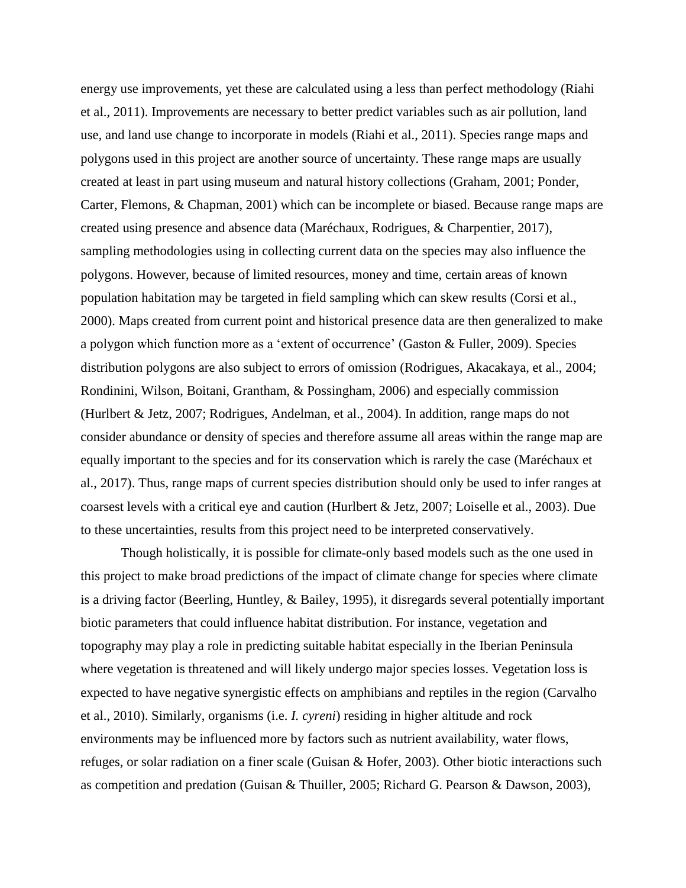energy use improvements, yet these are calculated using a less than perfect methodology (Riahi et al., 2011). Improvements are necessary to better predict variables such as air pollution, land use, and land use change to incorporate in models (Riahi et al., 2011). Species range maps and polygons used in this project are another source of uncertainty. These range maps are usually created at least in part using museum and natural history collections (Graham, 2001; Ponder, Carter, Flemons, & Chapman, 2001) which can be incomplete or biased. Because range maps are created using presence and absence data (Maréchaux, Rodrigues, & Charpentier, 2017), sampling methodologies using in collecting current data on the species may also influence the polygons. However, because of limited resources, money and time, certain areas of known population habitation may be targeted in field sampling which can skew results (Corsi et al., 2000). Maps created from current point and historical presence data are then generalized to make a polygon which function more as a 'extent of occurrence' (Gaston & Fuller, 2009). Species distribution polygons are also subject to errors of omission (Rodrigues, Akacakaya, et al., 2004; Rondinini, Wilson, Boitani, Grantham, & Possingham, 2006) and especially commission (Hurlbert & Jetz, 2007; Rodrigues, Andelman, et al., 2004). In addition, range maps do not consider abundance or density of species and therefore assume all areas within the range map are equally important to the species and for its conservation which is rarely the case (Maréchaux et al., 2017). Thus, range maps of current species distribution should only be used to infer ranges at coarsest levels with a critical eye and caution (Hurlbert & Jetz, 2007; Loiselle et al., 2003). Due to these uncertainties, results from this project need to be interpreted conservatively.

Though holistically, it is possible for climate-only based models such as the one used in this project to make broad predictions of the impact of climate change for species where climate is a driving factor (Beerling, Huntley, & Bailey, 1995), it disregards several potentially important biotic parameters that could influence habitat distribution. For instance, vegetation and topography may play a role in predicting suitable habitat especially in the Iberian Peninsula where vegetation is threatened and will likely undergo major species losses. Vegetation loss is expected to have negative synergistic effects on amphibians and reptiles in the region (Carvalho et al., 2010). Similarly, organisms (i.e. *I. cyreni*) residing in higher altitude and rock environments may be influenced more by factors such as nutrient availability, water flows, refuges, or solar radiation on a finer scale (Guisan & Hofer, 2003). Other biotic interactions such as competition and predation (Guisan & Thuiller, 2005; Richard G. Pearson & Dawson, 2003),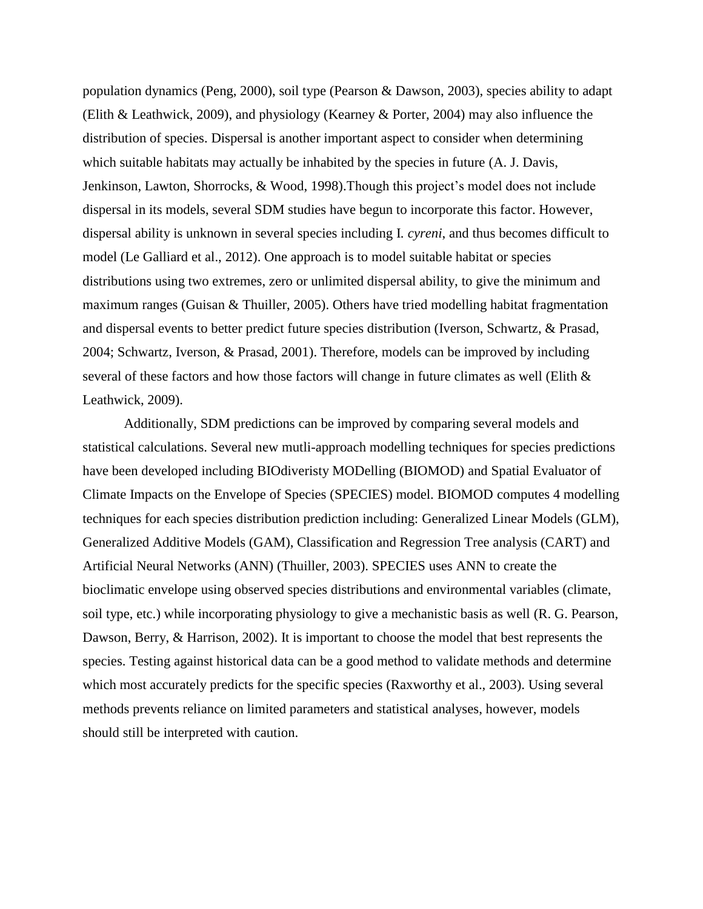population dynamics (Peng, 2000), soil type (Pearson & Dawson, 2003), species ability to adapt (Elith & Leathwick, 2009), and physiology (Kearney & Porter, 2004) may also influence the distribution of species. Dispersal is another important aspect to consider when determining which suitable habitats may actually be inhabited by the species in future (A. J. Davis, Jenkinson, Lawton, Shorrocks, & Wood, 1998).Though this project's model does not include dispersal in its models, several SDM studies have begun to incorporate this factor. However, dispersal ability is unknown in several species including I. *cyreni*, and thus becomes difficult to model (Le Galliard et al., 2012). One approach is to model suitable habitat or species distributions using two extremes, zero or unlimited dispersal ability, to give the minimum and maximum ranges (Guisan & Thuiller, 2005). Others have tried modelling habitat fragmentation and dispersal events to better predict future species distribution (Iverson, Schwartz, & Prasad, 2004; Schwartz, Iverson, & Prasad, 2001). Therefore, models can be improved by including several of these factors and how those factors will change in future climates as well (Elith & Leathwick, 2009).

Additionally, SDM predictions can be improved by comparing several models and statistical calculations. Several new mutli-approach modelling techniques for species predictions have been developed including BIOdiveristy MODelling (BIOMOD) and Spatial Evaluator of Climate Impacts on the Envelope of Species (SPECIES) model. BIOMOD computes 4 modelling techniques for each species distribution prediction including: Generalized Linear Models (GLM), Generalized Additive Models (GAM), Classification and Regression Tree analysis (CART) and Artificial Neural Networks (ANN) (Thuiller, 2003). SPECIES uses ANN to create the bioclimatic envelope using observed species distributions and environmental variables (climate, soil type, etc.) while incorporating physiology to give a mechanistic basis as well (R. G. Pearson, Dawson, Berry, & Harrison, 2002). It is important to choose the model that best represents the species. Testing against historical data can be a good method to validate methods and determine which most accurately predicts for the specific species (Raxworthy et al., 2003). Using several methods prevents reliance on limited parameters and statistical analyses, however, models should still be interpreted with caution.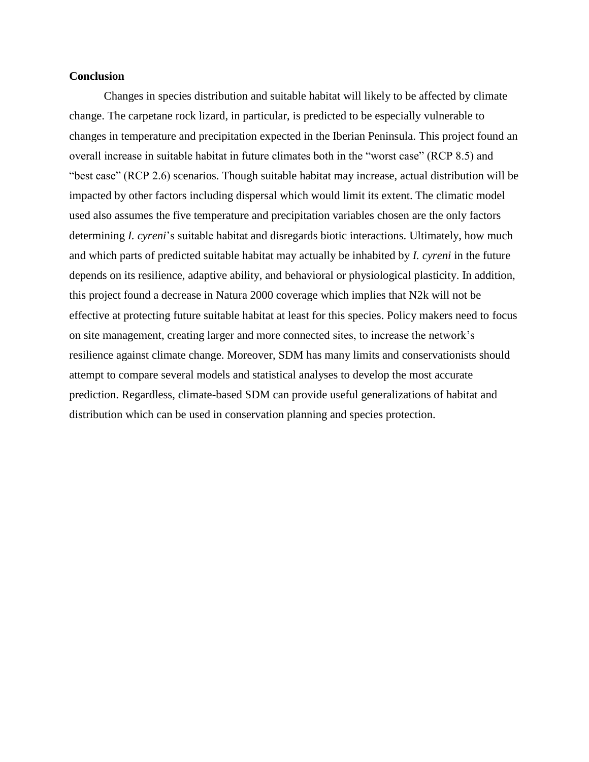**Conclusion**

Changes in species distribution and suitable habitat will likely to be affected by climate change. The carpetane rock lizard, in particular, is predicted to be especially vulnerable to changes in temperature and precipitation expected in the Iberian Peninsula. This project found an overall increase in suitable habitat in future climates both in the "worst case" (RCP 8.5) and "best case" (RCP 2.6) scenarios. Though suitable habitat may increase, actual distribution will be impacted by other factors including dispersal which would limit its extent. The climatic model used also assumes the five temperature and precipitation variables chosen are the only factors determining *I. cyreni*'s suitable habitat and disregards biotic interactions. Ultimately, how much and which parts of predicted suitable habitat may actually be inhabited by *I. cyreni* in the future depends on its resilience, adaptive ability, and behavioral or physiological plasticity. In addition, this project found a decrease in Natura 2000 coverage which implies that N2k will not be effective at protecting future suitable habitat at least for this species. Policy makers need to focus on site management, creating larger and more connected sites, to increase the network's resilience against climate change. Moreover, SDM has many limits and conservationists should attempt to compare several models and statistical analyses to develop the most accurate prediction. Regardless, climate-based SDM can provide useful generalizations of habitat and distribution which can be used in conservation planning and species protection.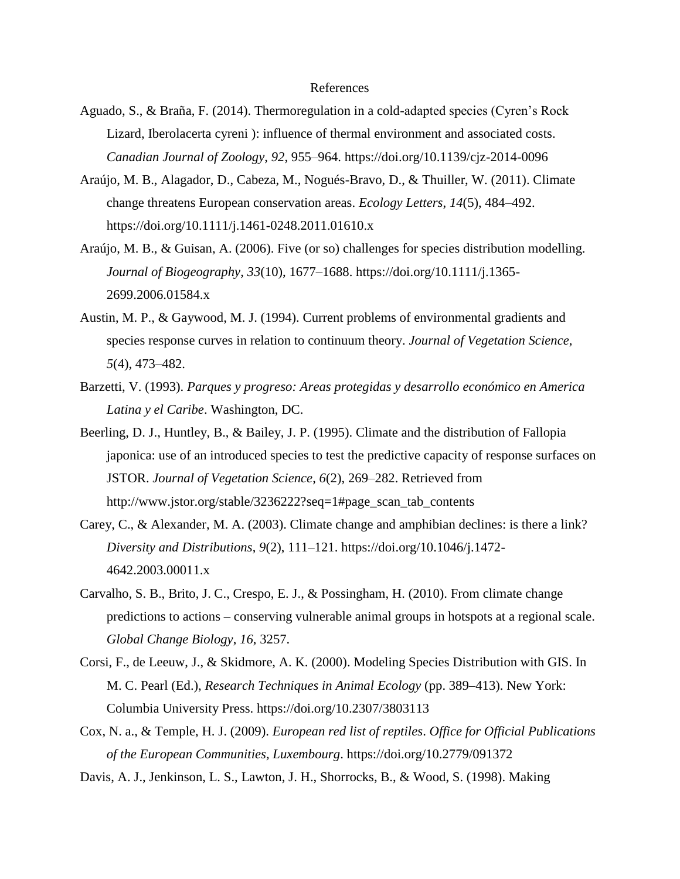# References

Aguado, S., & Braña, F. (2014). Thermoregulation in a cold-adapted species (Cyren's Rock Lizard, Iberolacerta cyreni ): influence of thermal environment and associated costs. *Canadian Journal of Zoology*, *92*, 955–964. https://doi.org/10.1139/cjz-2014-0096

Araújo, M. B., Alagador, D., Cabeza, M., Nogués-Bravo, D., & Thuiller, W. (2011). Climate change threatens European conservation areas. *Ecology Letters*, *14*(5), 484–492. https://doi.org/10.1111/j.1461-0248.2011.01610.x

Araújo, M. B., & Guisan, A. (2006). Five (or so) challenges for species distribution modelling. *Journal of Biogeography*, *33*(10), 1677–1688. https://doi.org/10.1111/j.1365-2699.2006.01584.x

Austin, M. P., & Gaywood, M. J. (1994). Current problems of environmental gradients and species response curves in relation to continuum theory. *Journal of Vegetation Science*, *5*(4), 473–482.

Barzetti, V. (1993). *Parques y progreso: Areas protegidas y desarrollo económico en America Latina y el Caribe*. Washington, DC.

Beerling, D. J., Huntley, B., & Bailey, J. P. (1995). Climate and the distribution of Fallopia japonica: use of an introduced species to test the predictive capacity of response surfaces on JSTOR. *Journal of Vegetation Science*, *6*(2), 269–282. Retrieved from http://www.jstor.org/stable/3236222?seq=1#page_scan_tab_contents

Carey, C., & Alexander, M. A. (2003). Climate change and amphibian declines: is there a link? *Diversity and Distributions*, *9*(2), 111–121. https://doi.org/10.1046/j.1472-4642.2003.00011.x

Carvalho, S. B., Brito, J. C., Crespo, E. J., & Possingham, H. (2010). From climate change predictions to actions – conserving vulnerable animal groups in hotspots at a regional scale. *Global Change Biology*, *16*, 3257.

Corsi, F., de Leeuw, J., & Skidmore, A. K. (2000). Modeling Species Distribution with GIS. In M. C. Pearl (Ed.), *Research Techniques in Animal Ecology* (pp. 389–413). New York: Columbia University Press. https://doi.org/10.2307/3803113

Cox, N. a., & Temple, H. J. (2009). *European red list of reptiles*. *Office for Official Publications of the European Communities, Luxembourg*. https://doi.org/10.2779/091372

Davis, A. J., Jenkinson, L. S., Lawton, J. H., Shorrocks, B., & Wood, S. (1998). Making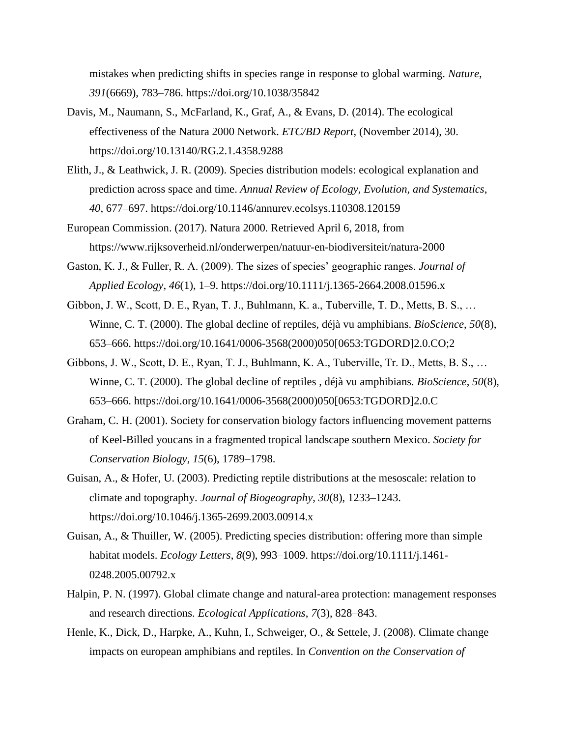mistakes when predicting shifts in species range in response to global warming. *Nature*, *391*(6669), 783–786. https://doi.org/10.1038/35842

Davis, M., Naumann, S., McFarland, K., Graf, A., & Evans, D. (2014). The ecological effectiveness of the Natura 2000 Network. *ETC/BD Report*, (November 2014), 30. https://doi.org/10.13140/RG.2.1.4358.9288

Elith, J., & Leathwick, J. R. (2009). Species distribution models: ecological explanation and prediction across space and time. *Annual Review of Ecology, Evolution, and Systematics*, *40*, 677–697. https://doi.org/10.1146/annurev.ecolsys.110308.120159

European Commission. (2017). Natura 2000. Retrieved April 6, 2018, from https://www.rijksoverheid.nl/onderwerpen/natuur-en-biodiversiteit/natura-2000

Gaston, K. J., & Fuller, R. A. (2009). The sizes of species' geographic ranges. *Journal of Applied Ecology*, *46*(1), 1–9. https://doi.org/10.1111/j.1365-2664.2008.01596.x

Gibbon, J. W., Scott, D. E., Ryan, T. J., Buhlmann, K. a., Tuberville, T. D., Metts, B. S., … Winne, C. T. (2000). The global decline of reptiles, déjà vu amphibians. *BioScience*, *50*(8), 653–666. https://doi.org/10.1641/0006-3568(2000)050[0653:TGDORD]2.0.CO;2

Gibbons, J. W., Scott, D. E., Ryan, T. J., Buhlmann, K. A., Tuberville, Tr. D., Metts, B. S., … Winne, C. T. (2000). The global decline of reptiles , déjà vu amphibians. *BioScience*, *50*(8), 653–666. https://doi.org/10.1641/0006-3568(2000)050[0653:TGDORD]2.0.C

Graham, C. H. (2001). Society for conservation biology factors influencing movement patterns of Keel-Billed youcans in a fragmented tropical landscape southern Mexico. *Society for Conservation Biology*, *15*(6), 1789–1798.

Guisan, A., & Hofer, U. (2003). Predicting reptile distributions at the mesoscale: relation to climate and topography. *Journal of Biogeography*, *30*(8), 1233–1243. https://doi.org/10.1046/j.1365-2699.2003.00914.x

Guisan, A., & Thuiller, W. (2005). Predicting species distribution: offering more than simple habitat models. *Ecology Letters*, *8*(9), 993–1009. https://doi.org/10.1111/j.1461-0248.2005.00792.x

Halpin, P. N. (1997). Global climate change and natural-area protection: management responses and research directions. *Ecological Applications*, *7*(3), 828–843.

Henle, K., Dick, D., Harpke, A., Kuhn, I., Schweiger, O., & Settele, J. (2008). Climate change impacts on european amphibians and reptiles. In *Convention on the Conservation of*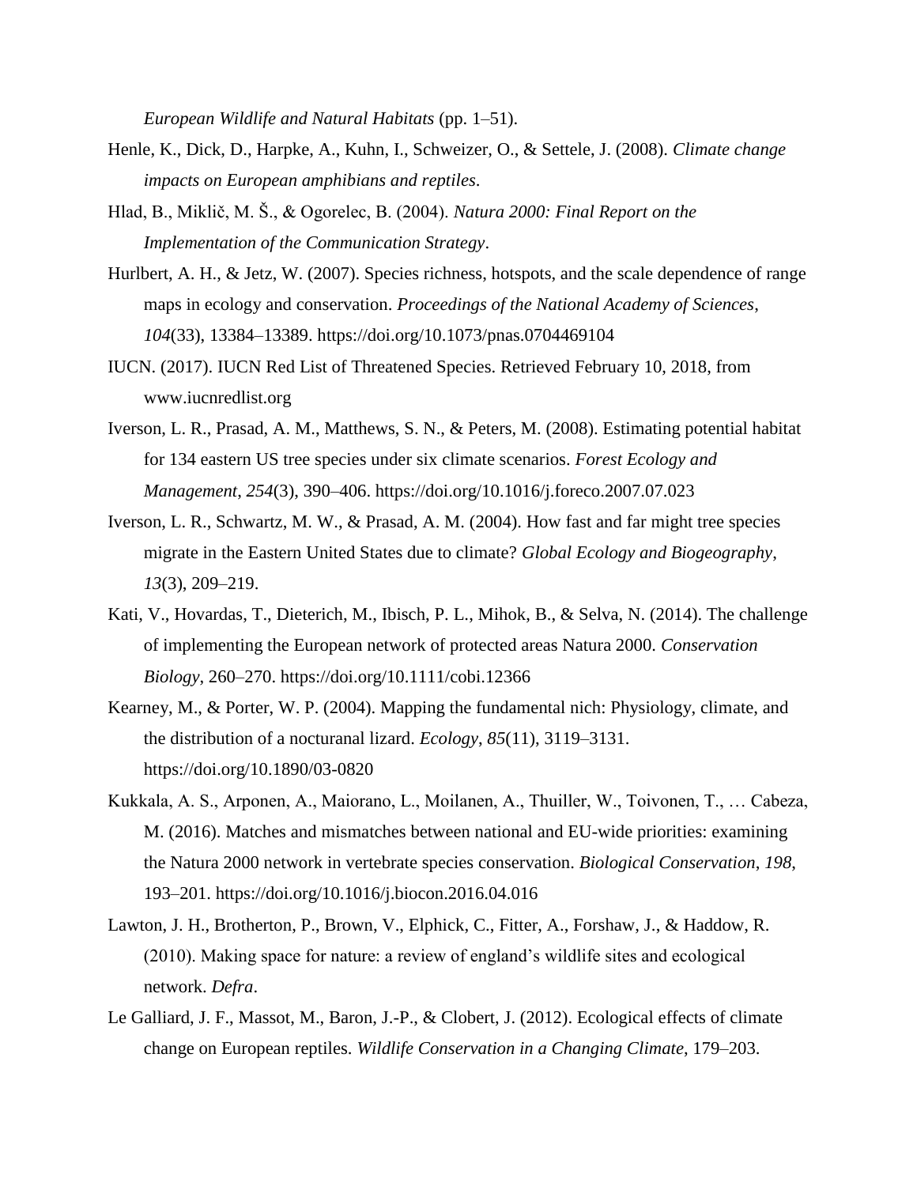*European Wildlife and Natural Habitats* (pp. 1–51).

Henle, K., Dick, D., Harpke, A., Kuhn, I., Schweizer, O., & Settele, J. (2008). *Climate change impacts on European amphibians and reptiles*.

Hlad, B., Miklič, M. Š., & Ogorelec, B. (2004). *Natura 2000: Final Report on the Implementation of the Communication Strategy*.

Hurlbert, A. H., & Jetz, W. (2007). Species richness, hotspots, and the scale dependence of range maps in ecology and conservation. *Proceedings of the National Academy of Sciences*, *104*(33), 13384–13389. https://doi.org/10.1073/pnas.0704469104

IUCN. (2017). IUCN Red List of Threatened Species. Retrieved February 10, 2018, from www.iucnredlist.org

Iverson, L. R., Prasad, A. M., Matthews, S. N., & Peters, M. (2008). Estimating potential habitat for 134 eastern US tree species under six climate scenarios. *Forest Ecology and Management*, *254*(3), 390–406. https://doi.org/10.1016/j.foreco.2007.07.023

Iverson, L. R., Schwartz, M. W., & Prasad, A. M. (2004). How fast and far might tree species migrate in the Eastern United States due to climate? *Global Ecology and Biogeography*, *13*(3), 209–219.

Kati, V., Hovardas, T., Dieterich, M., Ibisch, P. L., Mihok, B., & Selva, N. (2014). The challenge of implementing the European network of protected areas Natura 2000. *Conservation Biology*, 260–270. https://doi.org/10.1111/cobi.12366

Kearney, M., & Porter, W. P. (2004). Mapping the fundamental nich: Physiology, climate, and the distribution of a nocturanal lizard. *Ecology*, *85*(11), 3119–3131. https://doi.org/10.1890/03-0820

Kukkala, A. S., Arponen, A., Maiorano, L., Moilanen, A., Thuiller, W., Toivonen, T., … Cabeza, M. (2016). Matches and mismatches between national and EU-wide priorities: examining the Natura 2000 network in vertebrate species conservation. *Biological Conservation*, *198*, 193–201. https://doi.org/10.1016/j.biocon.2016.04.016

Lawton, J. H., Brotherton, P., Brown, V., Elphick, C., Fitter, A., Forshaw, J., & Haddow, R. (2010). Making space for nature: a review of england's wildlife sites and ecological network. *Defra*.

Le Galliard, J. F., Massot, M., Baron, J.-P., & Clobert, J. (2012). Ecological effects of climate change on European reptiles. *Wildlife Conservation in a Changing Climate*, 179–203.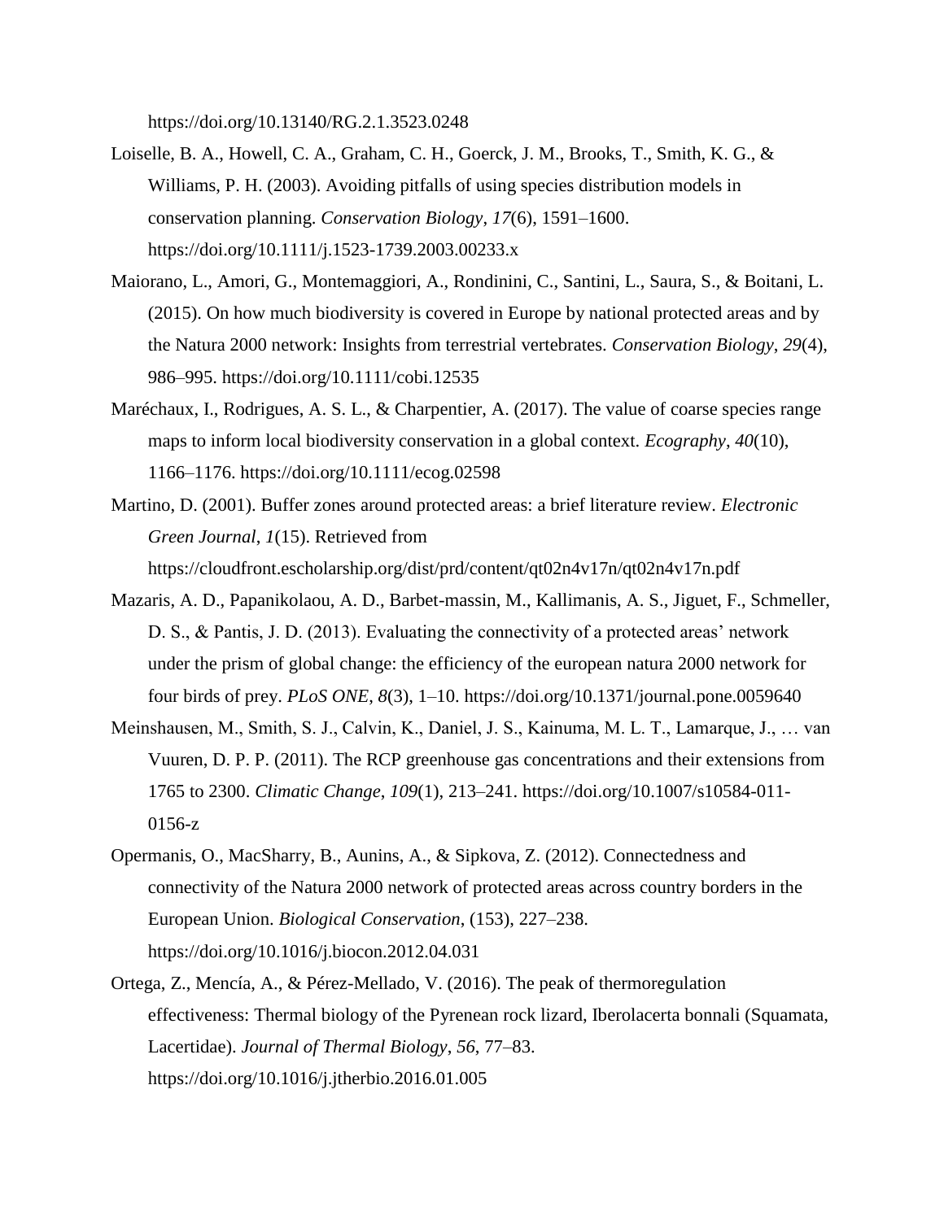https://doi.org/10.13140/RG.2.1.3523.0248

Loiselle, B. A., Howell, C. A., Graham, C. H., Goerck, J. M., Brooks, T., Smith, K. G., & Williams, P. H. (2003). Avoiding pitfalls of using species distribution models in conservation planning. *Conservation Biology*, *17*(6), 1591–1600. https://doi.org/10.1111/j.1523-1739.2003.00233.x

Maiorano, L., Amori, G., Montemaggiori, A., Rondinini, C., Santini, L., Saura, S., & Boitani, L. (2015). On how much biodiversity is covered in Europe by national protected areas and by the Natura 2000 network: Insights from terrestrial vertebrates. *Conservation Biology*, *29*(4), 986–995. https://doi.org/10.1111/cobi.12535

Maréchaux, I., Rodrigues, A. S. L., & Charpentier, A. (2017). The value of coarse species range maps to inform local biodiversity conservation in a global context. *Ecography*, *40*(10), 1166–1176. https://doi.org/10.1111/ecog.02598

Martino, D. (2001). Buffer zones around protected areas: a brief literature review. *Electronic Green Journal*, *1*(15). Retrieved from https://cloudfront.escholarship.org/dist/prd/content/qt02n4v17n/qt02n4v17n.pdf

Mazaris, A. D., Papanikolaou, A. D., Barbet-massin, M., Kallimanis, A. S., Jiguet, F., Schmeller, D. S., & Pantis, J. D. (2013). Evaluating the connectivity of a protected areas' network under the prism of global change: the efficiency of the european natura 2000 network for four birds of prey. *PLoS ONE*, *8*(3), 1–10. https://doi.org/10.1371/journal.pone.0059640

Meinshausen, M., Smith, S. J., Calvin, K., Daniel, J. S., Kainuma, M. L. T., Lamarque, J., … van Vuuren, D. P. P. (2011). The RCP greenhouse gas concentrations and their extensions from 1765 to 2300. *Climatic Change*, *109*(1), 213–241. https://doi.org/10.1007/s10584-011-0156-z

Opermanis, O., MacSharry, B., Aunins, A., & Sipkova, Z. (2012). Connectedness and connectivity of the Natura 2000 network of protected areas across country borders in the European Union. *Biological Conservation*, (153), 227–238. https://doi.org/10.1016/j.biocon.2012.04.031

Ortega, Z., Mencía, A., & Pérez-Mellado, V. (2016). The peak of thermoregulation effectiveness: Thermal biology of the Pyrenean rock lizard, Iberolacerta bonnali (Squamata, Lacertidae). *Journal of Thermal Biology*, *56*, 77–83. https://doi.org/10.1016/j.jtherbio.2016.01.005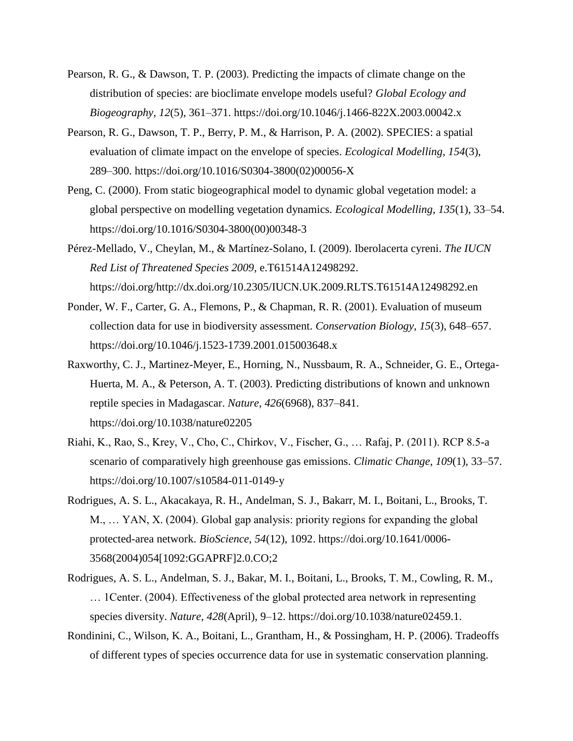Pearson, R. G., & Dawson, T. P. (2003). Predicting the impacts of climate change on the distribution of species: are bioclimate envelope models useful? *Global Ecology and Biogeography*, *12*(5), 361–371. https://doi.org/10.1046/j.1466-822X.2003.00042.x

Pearson, R. G., Dawson, T. P., Berry, P. M., & Harrison, P. A. (2002). SPECIES: a spatial evaluation of climate impact on the envelope of species. *Ecological Modelling*, *154*(3), 289–300. https://doi.org/10.1016/S0304-3800(02)00056-X

Peng, C. (2000). From static biogeographical model to dynamic global vegetation model: a global perspective on modelling vegetation dynamics. *Ecological Modelling*, *135*(1), 33–54. https://doi.org/10.1016/S0304-3800(00)00348-3

Pérez-Mellado, V., Cheylan, M., & Martínez-Solano, I. (2009). Iberolacerta cyreni. *The IUCN Red List of Threatened Species 2009*, e.T61514A12498292. https://doi.org/http://dx.doi.org/10.2305/IUCN.UK.2009.RLTS.T61514A12498292.en

Ponder, W. F., Carter, G. A., Flemons, P., & Chapman, R. R. (2001). Evaluation of museum collection data for use in biodiversity assessment. *Conservation Biology*, *15*(3), 648–657. https://doi.org/10.1046/j.1523-1739.2001.015003648.x

Raxworthy, C. J., Martinez-Meyer, E., Horning, N., Nussbaum, R. A., Schneider, G. E., Ortega-Huerta, M. A., & Peterson, A. T. (2003). Predicting distributions of known and unknown reptile species in Madagascar. *Nature*, *426*(6968), 837–841. https://doi.org/10.1038/nature02205

Riahi, K., Rao, S., Krey, V., Cho, C., Chirkov, V., Fischer, G., … Rafaj, P. (2011). RCP 8.5-a scenario of comparatively high greenhouse gas emissions. *Climatic Change*, *109*(1), 33–57. https://doi.org/10.1007/s10584-011-0149-y

Rodrigues, A. S. L., Akacakaya, R. H., Andelman, S. J., Bakarr, M. I., Boitani, L., Brooks, T. M., … YAN, X. (2004). Global gap analysis: priority regions for expanding the global protected-area network. *BioScience*, *54*(12), 1092. https://doi.org/10.1641/0006-3568(2004)054[1092:GGAPRF]2.0.CO;2

Rodrigues, A. S. L., Andelman, S. J., Bakar, M. I., Boitani, L., Brooks, T. M., Cowling, R. M., … 1Center. (2004). Effectiveness of the global protected area network in representing species diversity. *Nature*, *428*(April), 9–12. https://doi.org/10.1038/nature02459.1.

Rondinini, C., Wilson, K. A., Boitani, L., Grantham, H., & Possingham, H. P. (2006). Tradeoffs of different types of species occurrence data for use in systematic conservation planning.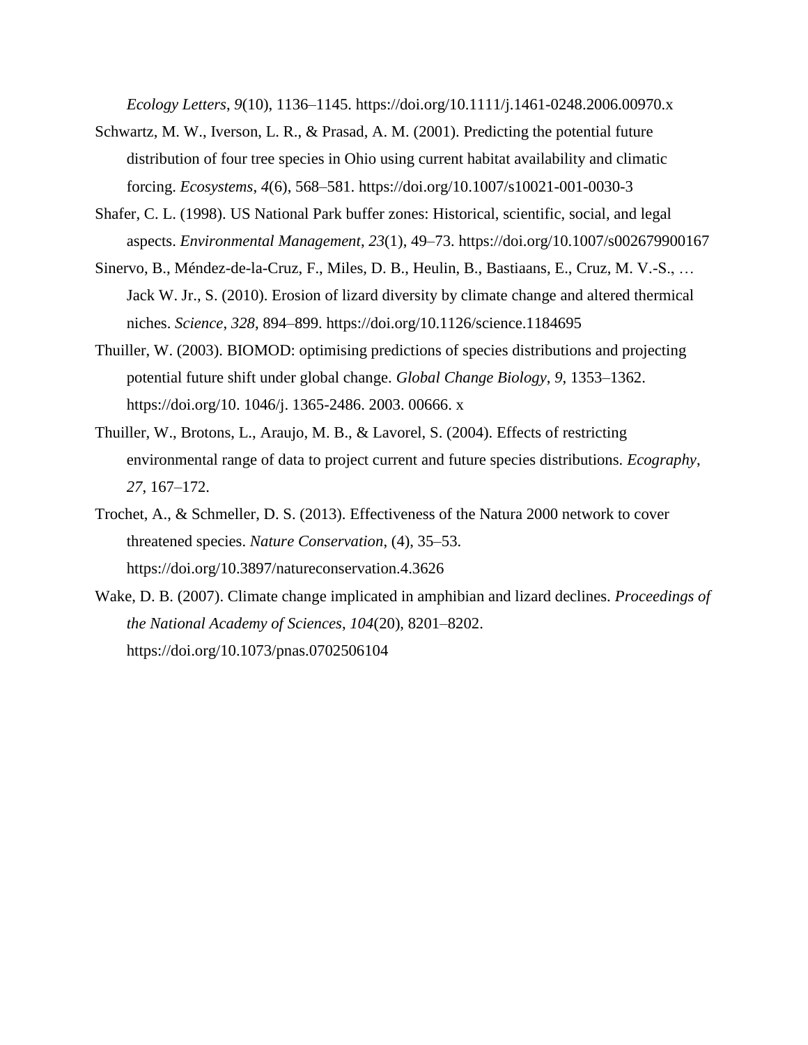*Ecology Letters*, *9*(10), 1136–1145. https://doi.org/10.1111/j.1461-0248.2006.00970.x

Schwartz, M. W., Iverson, L. R., & Prasad, A. M. (2001). Predicting the potential future distribution of four tree species in Ohio using current habitat availability and climatic forcing. *Ecosystems*, *4*(6), 568–581. https://doi.org/10.1007/s10021-001-0030-3

Shafer, C. L. (1998). US National Park buffer zones: Historical, scientific, social, and legal aspects. *Environmental Management*, *23*(1), 49–73. https://doi.org/10.1007/s002679900167

Sinervo, B., Méndez-de-la-Cruz, F., Miles, D. B., Heulin, B., Bastiaans, E., Cruz, M. V.-S., … Jack W. Jr., S. (2010). Erosion of lizard diversity by climate change and altered thermical niches. *Science*, *328*, 894–899. https://doi.org/10.1126/science.1184695

Thuiller, W. (2003). BIOMOD: optimising predictions of species distributions and projecting potential future shift under global change. *Global Change Biology*, *9*, 1353–1362. https://doi.org/10. 1046/j. 1365-2486. 2003. 00666. x

Thuiller, W., Brotons, L., Araujo, M. B., & Lavorel, S. (2004). Effects of restricting environmental range of data to project current and future species distributions. *Ecography*, *27*, 167–172.

Trochet, A., & Schmeller, D. S. (2013). Effectiveness of the Natura 2000 network to cover threatened species. *Nature Conservation*, (4), 35–53. https://doi.org/10.3897/natureconservation.4.3626

Wake, D. B. (2007). Climate change implicated in amphibian and lizard declines. *Proceedings of the National Academy of Sciences*, *104*(20), 8201–8202. https://doi.org/10.1073/pnas.0702506104